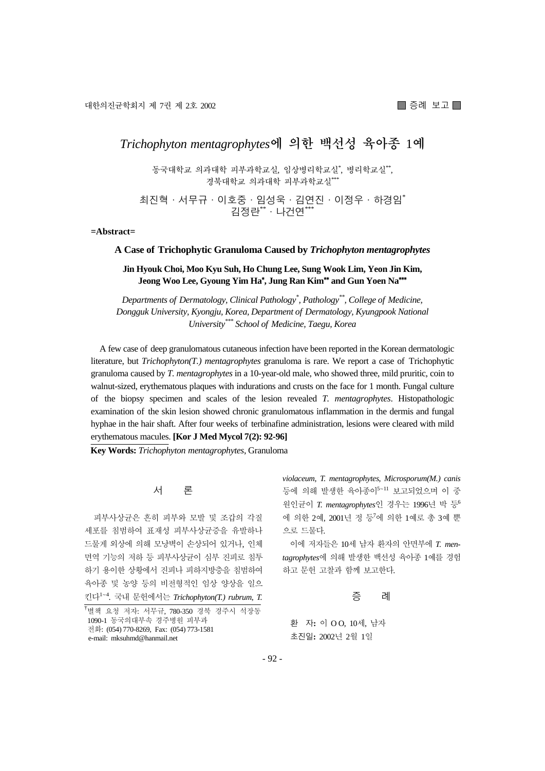■ 증례 보고 ■

# *Trichophyton mentagrophytes*에 의한 백선성 육아종 1예

동국대학교 의과대학 피부과학교실, 임상병리학교실[*], 병리학교실[**], 경북대학교 의과대학 피부과학교실[***]

최진혁 · 서무규 · 이호중 · 임성욱 · 김연진 · 이정우 · 하경임[*] 김정란[**] · 나건연[***]

**=Abstract=**

### A Case of Trichophytic Granuloma Caused by *Trichophyton mentagrophytes*

**Jin Hyouk Choi, Moo Kyu Suh, Ho Chung Lee, Sung Wook Lim, Yeon Jin Kim, Jeong Woo Lee, Gyoung Yim Ha[*], Jung Ran Kim[**] and Gun Yoen Na[***]**

*Departments of Dermatology, Clinical Pathology[*], Pathology[**], College of Medicine, Dongguk University, Kyongju, Korea, Department of Dermatology, Kyungpook National University[***] School of Medicine, Taegu, Korea*

A few case of deep granulomatous cutaneous infection have been reported in the Korean dermatologic literature, but *Trichophyton(T.) mentagrophytes* granuloma is rare. We report a case of Trichophytic granuloma caused by *T. mentagrophytes* in a 10-year-old male, who showed three, mild pruritic, coin to walnut-sized, erythematous plaques with indurations and crusts on the face for 1 month. Fungal culture of the biopsy specimen and scales of the lesion revealed *T. mentagrophytes*. Histopathologic examination of the skin lesion showed chronic granulomatous inflammation in the dermis and fungal hyphae in the hair shaft. After four weeks of terbinafine administration, lesions were cleared with mild erythematous macules. **[Kor J Med Mycol 7(2): 92-96]**

**Key Words:** *Trichophyton mentagrophytes*, Granuloma

## 서 론

피부사상균은 흔히 피부와 모발 및 조갑의 각질세포를 침범하여 표재성 피부사상균증을 유발하나 드물게 외상에 의해 모낭벽이 손상되어 있거나, 인체 면역 기능의 저하 등 피부사상균이 심부 진피로 침투하기 용이한 상황에서 진피나 피하지방층을 침범하여 육아종 및 농양 등의 비전형적인 임상 양상을 일으킨다[1~4]. 국내 문헌에서는 *Trichophyton(T.) rubrum, T. violaceum, T. mentagrophytes, Microsporum(M.) canis* 등에 의해 발생한 육아종이[5~11] 보고되었으며 이 중 원인균이 *T. mentagrophytes*인 경우는 1996년 박 등[6]에 의한 2예, 2001년 정 등[7]에 의한 1예로 총 3예 뿐으로 드물다.

이에 저자들은 10세 남자 환자의 안면부에 *T. mentagrophytes*에 의해 발생한 백선성 육아종 1예를 경험하고 문헌 고찰과 함께 보고한다.

## 증 례

환 자**:** 이 O O, 10세, 남자

초진일**:** 2002년 2월 1일

[†]별책 요청 저자: 서무규, 780-350 경북 경주시 석장동 1090-1 동국의대부속 경주병원 피부과
전화: (054) 770-8269, Fax: (054) 773-1581
e-mail: mksuhmd@hanmail.net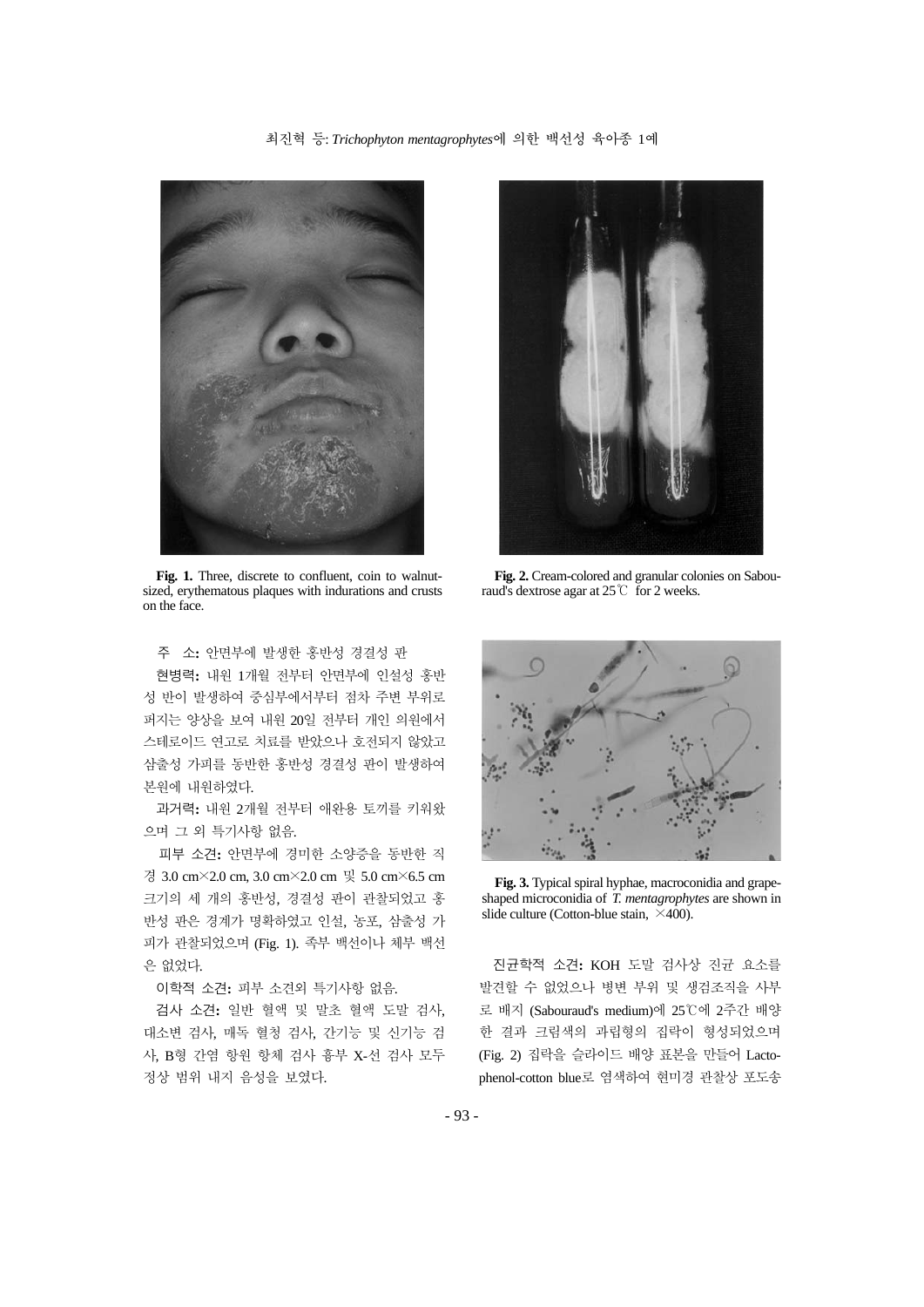**Fig. 1.** Three, discrete to confluent, coin to walnut-sized, erythematous plaques with indurations and crusts on the face.

**Fig. 2.** Cream-colored and granular colonies on Sabouraud's dextrose agar at 25℃ for 2 weeks.

**주 소:** 안면부에 발생한 홍반성 경결성 판

**현병력:** 내원 1개월 전부터 안면부에 인설성 홍반성 반이 발생하여 중심부에서부터 점차 주변 부위로 퍼지는 양상을 보여 내원 20일 전부터 개인 의원에서 스테로이드 연고로 치료를 받았으나 호전되지 않았고 삼출성 가피를 동반한 홍반성 경결성 판이 발생하여 본원에 내원하였다.

**과거력:** 내원 2개월 전부터 애완용 토끼를 키워왔으며 그 외 특기사항 없음.

**피부 소견:** 안면부에 경미한 소양증을 동반한 직경 3.0 cm×2.0 cm, 3.0 cm×2.0 cm 및 5.0 cm×6.5 cm 크기의 세 개의 홍반성, 경결성 판이 관찰되었고 홍반성 판은 경계가 명확하였고 인설, 농포, 삼출성 가피가 관찰되었으며 (Fig. 1). 족부 백선이나 체부 백선은 없었다.

**이학적 소견:** 피부 소견외 특기사항 없음.

**검사 소견:** 일반 혈액 및 말초 혈액 도말 검사, 대소변 검사, 매독 혈청 검사, 간기능 및 신기능 검사, B형 간염 항원 항체 검사 흉부 X-선 검사 모두 정상 범위 내지 음성을 보였다.

**Fig. 3.** Typical spiral hyphae, macroconidia and grape-shaped microconidia of *T. mentagrophytes* are shown in slide culture (Cotton-blue stain, ×400).

**진균학적 소견:** KOH 도말 검사상 진균 요소를 발견할 수 없었으나 병변 부위 및 생검조직을 사부로 배지 (Sabouraud's medium)에 25℃에 2주간 배양한 결과 크림색의 과립형의 집락이 형성되었으며 (Fig. 2) 집락을 슬라이드 배양 표본을 만들어 Lactophenol-cotton blue로 염색하여 현미경 관찰상 포도송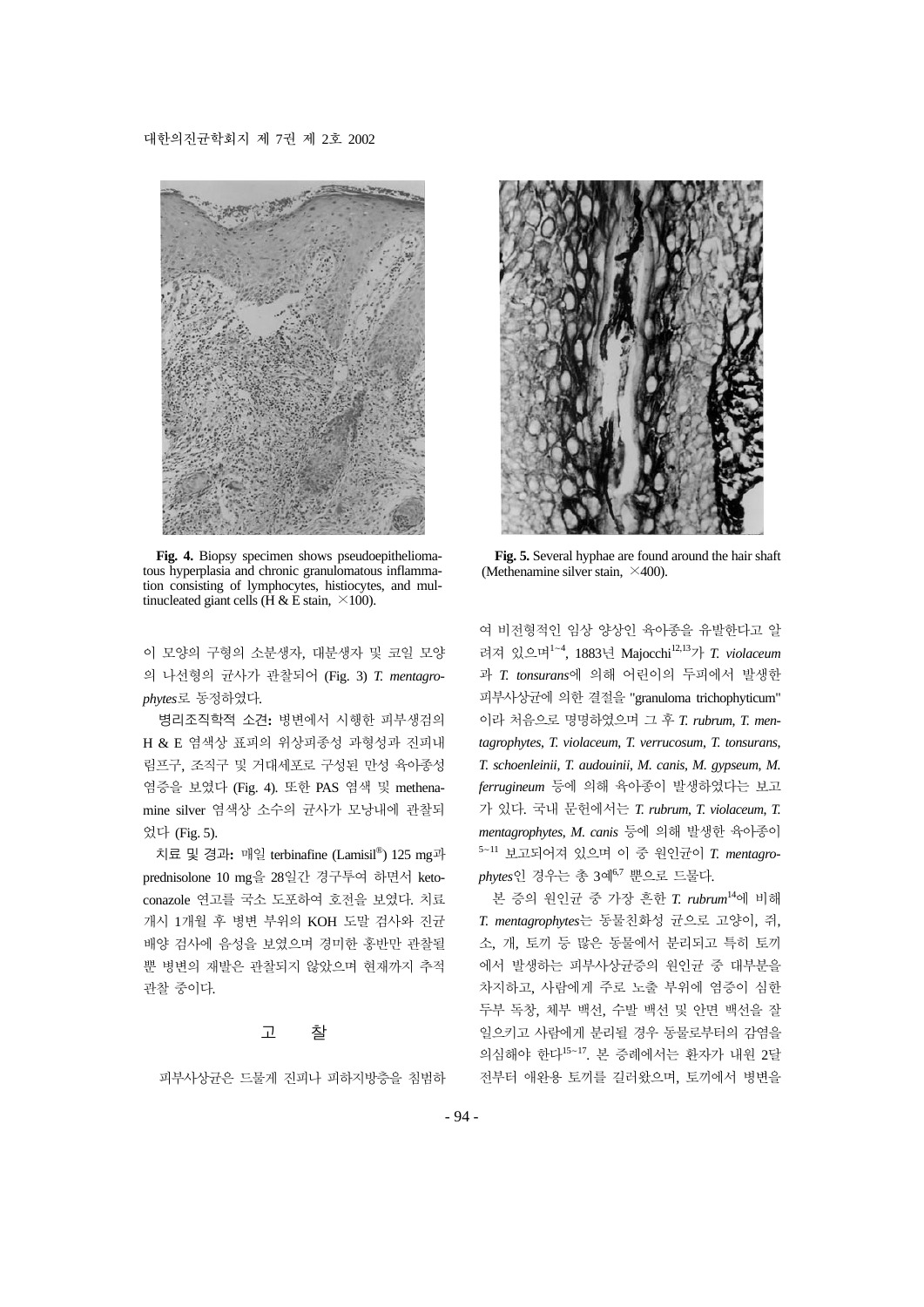**Fig. 4.** Biopsy specimen shows pseudoepitheliomatous hyperplasia and chronic granulomatous inflammation consisting of lymphocytes, histiocytes, and multinucleated giant cells (H & E stain, ×100).

**Fig. 5.** Several hyphae are found around the hair shaft (Methenamine silver stain, ×400).

이 모양의 구형의 소분생자, 대분생자 및 코일 모양의 나선형의 균사가 관찰되어 (Fig. 3) *T. mentagrophytes*로 동정하였다.

**병리조직학적 소견:** 병변에서 시행한 피부생검의 H & E 염색상 표피의 위상피종성 과형성과 진피내 림프구, 조직구 및 거대세포로 구성된 만성 육아종성 염증을 보였다 (Fig. 4). 또한 PAS 염색 및 methenamine silver 염색상 소수의 균사가 모낭내에 관찰되었다 (Fig. 5).

**치료 및 경과:** 매일 terbinafine (Lamisil®) 125 mg과 prednisolone 10 mg을 28일간 경구투여 하면서 ketoconazole 연고를 국소 도포하여 호전을 보였다. 치료 개시 1개월 후 병변 부위의 KOH 도말 검사와 진균 배양 검사에 음성을 보였으며 경미한 홍반만 관찰될 뿐 병변의 재발은 관찰되지 않았으며 현재까지 추적 관찰 중이다.

## 고 찰

피부사상균은 드물게 진피나 피하지방층을 침범하여 비전형적인 임상 양상인 육아종을 유발한다고 알려져 있으며[1~4], 1883년 Majocchi[12,13]가 *T. violaceum*과 *T. tonsurans*에 의해 어린이의 두피에서 발생한 피부사상균에 의한 결절을 "granuloma trichophyticum"이라 처음으로 명명하였으며 그 후 *T. rubrum*, *T. mentagrophytes*, *T. violaceum*, *T. verrucosum*, *T. tonsurans*, *T. schoenleinii*, *T. audouinii*, *M. canis*, *M. gypseum*, *M. ferrugineum* 등에 의해 육아종이 발생하였다는 보고가 있다. 국내 문헌에서는 *T. rubrum*, *T. mentagrophytes*, *M. canis* 등에 의해 발생한 육아종이[5~11] 보고되어져 있으며 이 중 원인균이 *T. mentagrophytes*인 경우는 총 3예[6,7] 뿐으로 드물다.

본 증의 원인균 중 가장 흔한 *T. rubrum*[14]에 비해 *T. mentagrophytes*는 동물친화성 균으로 고양이, 쥐, 소, 개, 토끼 등 많은 동물에서 분리되고 특히 토끼에서 발생하는 피부사상균증의 원인균 중 대부분을 차지하고, 사람에게 주로 노출 부위에 염증이 심한 두부 독창, 체부 백선, 수발 백선 및 안면 백선을 잘 일으키고 사람에게 분리될 경우 동물로부터의 감염을 의심해야 한다[15~17]. 본 증례에서는 환자가 내원 2달 전부터 애완용 토끼를 길러왔으며, 토끼에서 병변을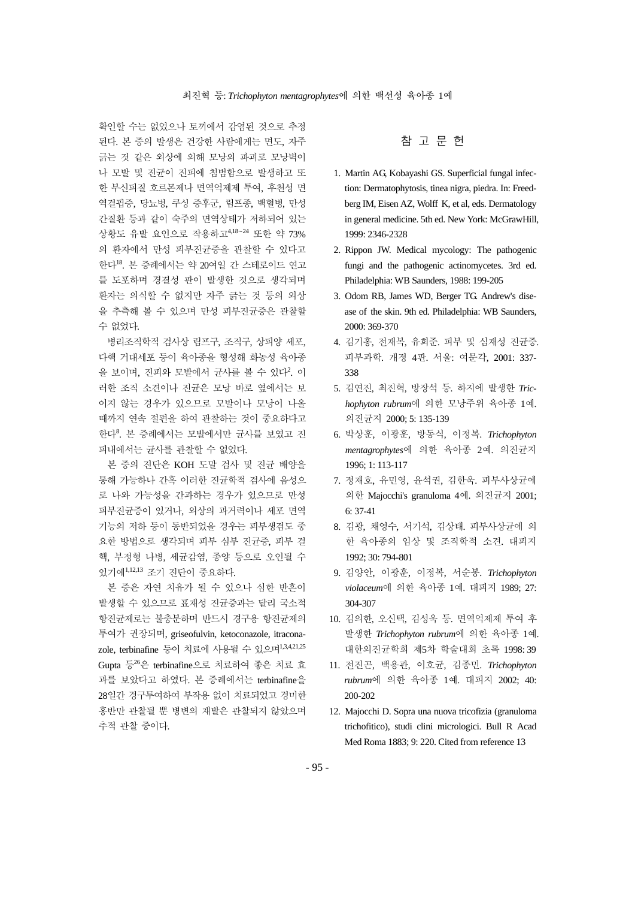확인할 수는 없었으나 토끼에서 감염된 것으로 추정된다. 본 증의 발생은 건강한 사람에게는 면도, 자주 긁는 것 같은 외상에 의해 모낭의 파괴로 모낭벽이나 모발 및 진균이 진피에 침범함으로 발생하고 또한 부신피질 호르몬제나 면역억제제 투여, 후천성 면역결핍증, 당뇨병, 쿠싱 증후군, 림프종, 백혈병, 만성 간질환 등과 같이 숙주의 면역상태가 저하되어 있는 상황도 유발 요인으로 작용하고[4,18~24] 또한 약 73%의 환자에서 만성 피부진균증을 관찰할 수 있다고 한다[18]. 본 증례에서는 약 20여일 간 스테로이드 연고를 도포하며 경결성 판이 발생한 것으로 생각되며 환자는 의식할 수 없지만 자주 긁는 것 등의 외상을 추측해 볼 수 있으며 만성 피부진균증은 관찰할 수 없었다.

병리조직학적 검사상 림프구, 조직구, 상피양 세포, 다핵 거대세포 등이 육아종을 형성해 화농성 육아종을 보이며, 진피와 모발에서 균사를 볼 수 있다[2]. 이러한 조직 소견이나 진균은 모낭 바로 옆에서는 보이지 않는 경우가 있으므로 모발이나 모낭이 나올 때까지 연속 절편을 하여 관찰하는 것이 중요하다고 한다[8]. 본 증례에서는 모발에서만 균사를 보였고 진피내에서는 균사를 관찰할 수 없었다.

본 증의 진단은 KOH 도말 검사 및 진균 배양을 통해 가능하나 간혹 이러한 진균학적 검사에 음성으로 나와 가능성을 간과하는 경우가 있으므로 만성 피부진균증이 있거나, 외상의 과거력이나 세포 면역 기능의 저하 등이 동반되었을 경우는 피부생검도 중요한 방법으로 생각되며 피부 심부 진균증, 피부 결핵, 부정형 나병, 세균감염, 종양 등으로 오인될 수 있기에[1,12,13] 조기 진단이 중요하다.

본 증은 자연 치유가 될 수 있으나 심한 반흔이 발생할 수 있으므로 표재성 진균증과는 달리 국소적 항진균제로는 불충분하며 반드시 경구용 항진균제의 투여가 권장되며, griseofulvin, ketoconazole, itraconazole, terbinafine 등이 치료에 사용될 수 있으며[1,3,4,21,25] Gupta 등[26]은 terbinafine으로 치료하여 좋은 치료 효과를 보았다고 하였다. 본 증례에서는 terbinafine을 28일간 경구투여하여 부작용 없이 치료되었고 경미한 홍반만 관찰될 뿐 병변의 재발은 관찰되지 않았으며 추적 관찰 중이다.

## 참 고 문 헌

1. Martin AG, Kobayashi GS. Superficial fungal infection: Dermatophytosis, tinea nigra, piedra. In: Freedberg IM, Eisen AZ, Wolff K, et al, eds. Dermatology in general medicine. 5th ed. New York: McGrawHill, 1999: 2346-2328
2. Rippon JW. Medical mycology: The pathogenic fungi and the pathogenic actinomycetes. 3rd ed. Philadelphia: WB Saunders, 1988: 199-205
3. Odom RB, James WD, Berger TG. Andrew's disease of the skin. 9th ed. Philadelphia: WB Saunders, 2000: 369-370
4. 김기홍, 전재복, 유희준. 피부 및 심재성 진균증. 피부과학. 개정 4판. 서울: 여문각, 2001: 337-338
5. 김연진, 최진혁, 방장석 등. 하지에 발생한 *Trichophyton rubrum*에 의한 모낭주위 육아종 1예. 의진균지 2000; 5: 135-139
6. 박상훈, 이광훈, 방동식, 이정복. *Trichophyton mentagrophytes*에 의한 육아종 2예. 의진균지 1996; 1: 113-117
7. 정재호, 유민영, 윤석권, 김한욱. 피부사상균에 의한 Majocchi's granuloma 4예. 의진균지 2001; 6: 37-41
8. 김광, 채영수, 서기석, 김상태. 피부사상균에 의한 육아종의 임상 및 조직학적 소견. 대피지 1992; 30: 794-801
9. 김양안, 이광훈, 이정복, 서순봉. *Trichophyton violaceum*에 의한 육아종 1예. 대피지 1989; 27: 304-307
10. 김의한, 오신택, 김성욱 등. 면역억제제 투여 후 발생한 *Trichophyton rubrum*에 의한 육아종 1예. 대한의진균학회 제5차 학술대회 초록 1998: 39
11. 전진곤, 백용관, 이호균, 김종민. *Trichophyton rubrum*에 의한 육아종 1예. 대피지 2002; 40: 200-202
12. Majocchi D. Sopra una nuova tricofizia (granuloma trichofitico), studi clini micrologici. Bull R Acad Med Roma 1883; 9: 220. Cited from reference 13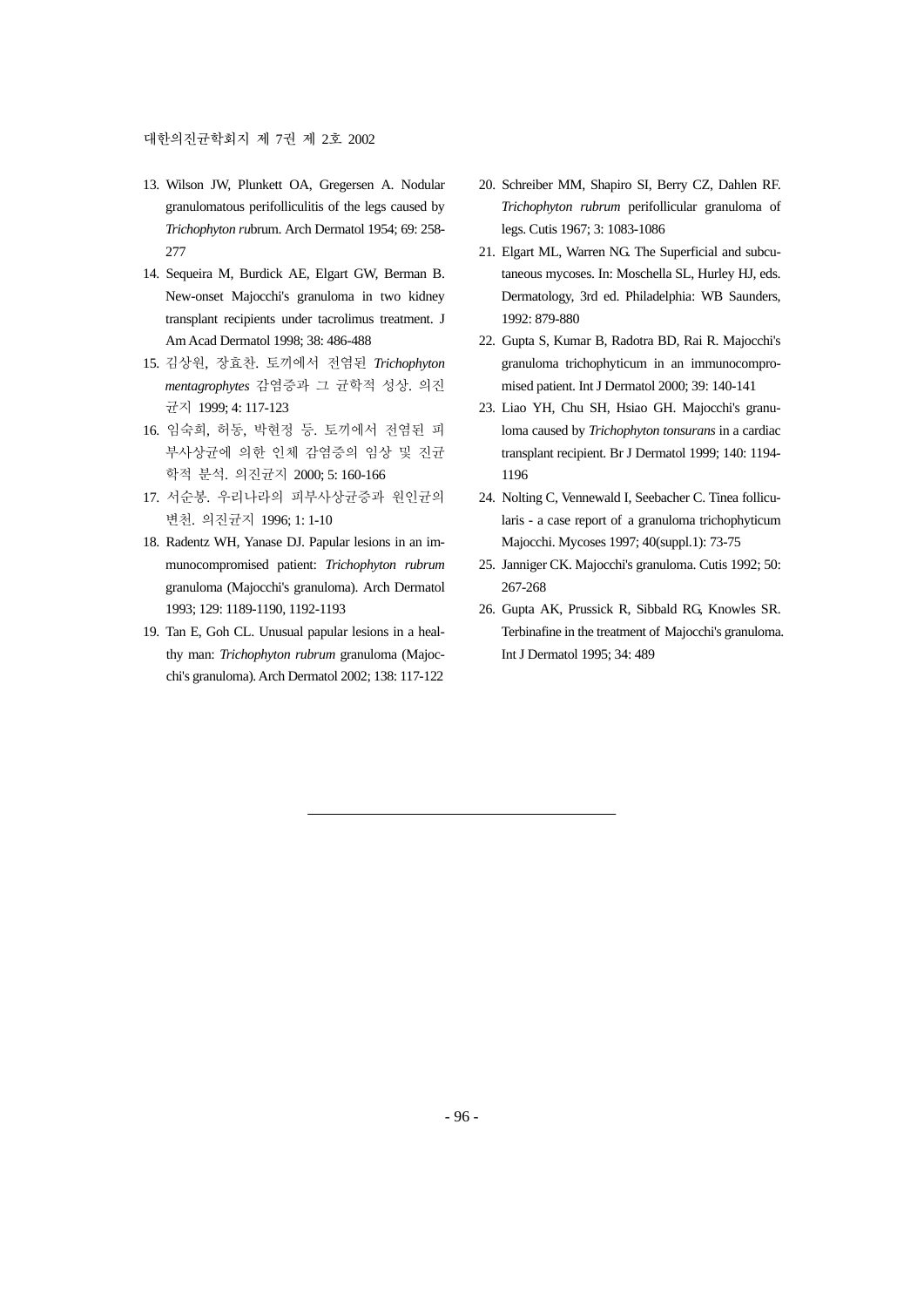13. Wilson JW, Plunkett OA, Gregersen A. Nodular granulomatous perifolliculitis of the legs caused by *Trichophyton ru*brum. Arch Dermatol 1954; 69: 258-277
14. Sequeira M, Burdick AE, Elgart GW, Berman B. New-onset Majocchi's granuloma in two kidney transplant recipients under tacrolimus treatment. J Am Acad Dermatol 1998; 38: 486-488
15. 김상원, 장효찬. 토끼에서 전염된 *Trichophyton mentagrophytes* 감염증과 그 균학적 성상. 의진균지 1999; 4: 117-123
16. 임숙희, 허동, 박현정 등. 토끼에서 전염된 피부사상균에 의한 인체 감염증의 임상 및 진균학적 분석. 의진균지 2000; 5: 160-166
17. 서순봉. 우리나라의 피부사상균증과 원인균의 변천. 의진균지 1996; 1: 1-10
18. Radentz WH, Yanase DJ. Papular lesions in an immunocompromised patient: *Trichophyton rubrum* granuloma (Majocchi's granuloma). Arch Dermatol 1993; 129: 1189-1190, 1192-1193
19. Tan E, Goh CL. Unusual papular lesions in a healthy man: *Trichophyton rubrum* granuloma (Majocchi's granuloma). Arch Dermatol 2002; 138: 117-122
20. Schreiber MM, Shapiro SI, Berry CZ, Dahlen RF. *Trichophyton rubrum* perifollicular granuloma of legs. Cutis 1967; 3: 1083-1086
21. Elgart ML, Warren NG. The Superficial and subcutaneous mycoses. In: Moschella SL, Hurley HJ, eds. Dermatology, 3rd ed. Philadelphia: WB Saunders, 1992: 879-880
22. Gupta S, Kumar B, Radotra BD, Rai R. Majocchi's granuloma trichophyticum in an immunocompromised patient. Int J Dermatol 2000; 39: 140-141
23. Liao YH, Chu SH, Hsiao GH. Majocchi's granuloma caused by *Trichophyton tonsurans* in a cardiac transplant recipient. Br J Dermatol 1999; 140: 1194-1196
24. Nolting C, Vennewald I, Seebacher C. Tinea follicularis - a case report of a granuloma trichophyticum Majocchi. Mycoses 1997; 40(suppl.1): 73-75
25. Janniger CK. Majocchi's granuloma. Cutis 1992; 50: 267-268
26. Gupta AK, Prussick R, Sibbald RG, Knowles SR. Terbinafine in the treatment of Majocchi's granuloma. Int J Dermatol 1995; 34: 489